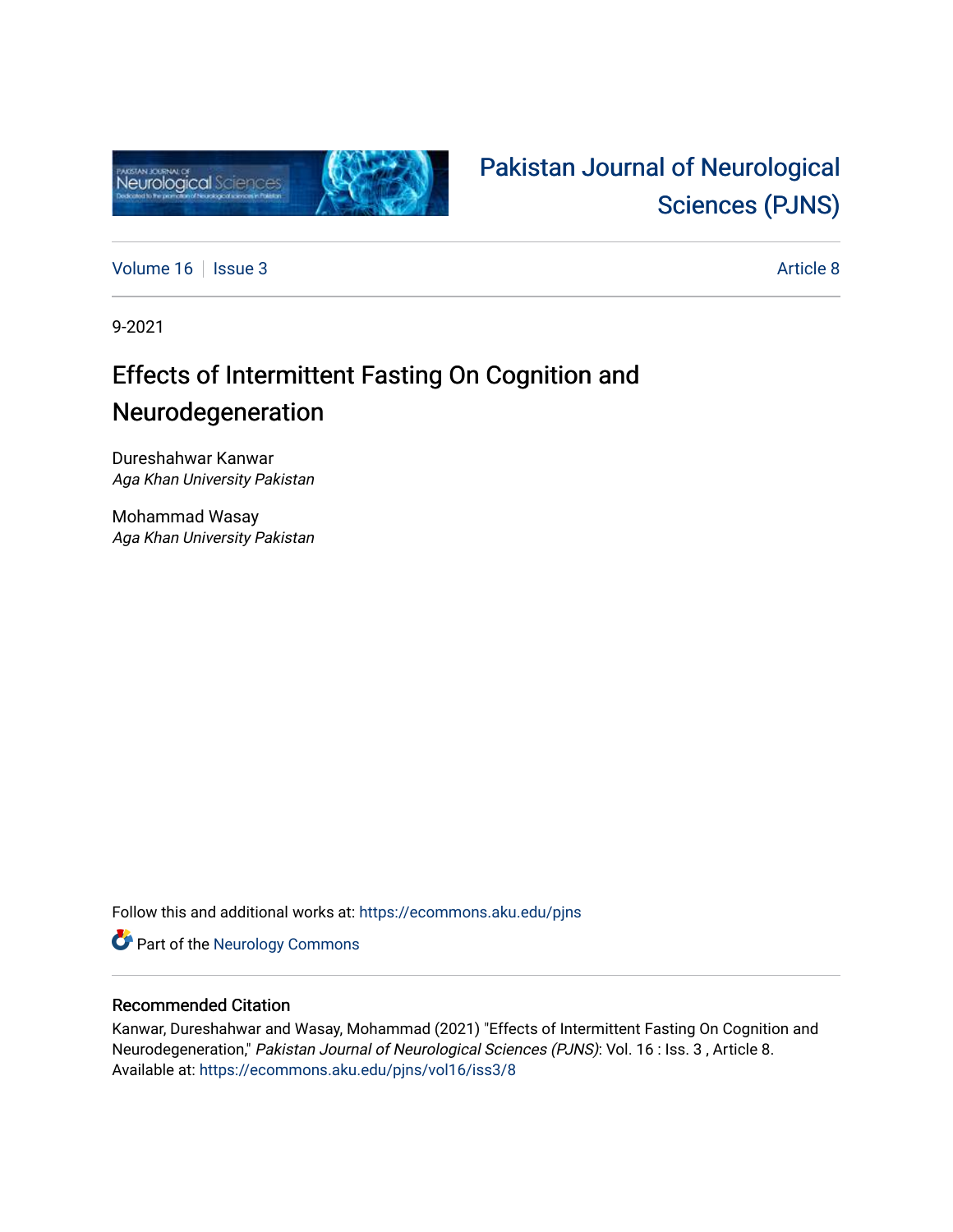# Pakistan Journal of Neurological Sciences (PJNS)

Volume 16 | Issue 3 | Article 8

9-2021

## Effects of Intermittent Fasting On Cognition and Neurodegeneration

Dureshahwar Kanwar
*Aga Khan University Pakistan*

Mohammad Wasay
*Aga Khan University Pakistan*

Follow this and additional works at: https://ecommons.aku.edu/pjns

Part of the Neurology Commons

### Recommended Citation

Kanwar, Dureshahwar and Wasay, Mohammad (2021) "Effects of Intermittent Fasting On Cognition and Neurodegeneration," *Pakistan Journal of Neurological Sciences (PJNS)*: Vol. 16 : Iss. 3 , Article 8.
Available at: https://ecommons.aku.edu/pjns/vol16/iss3/8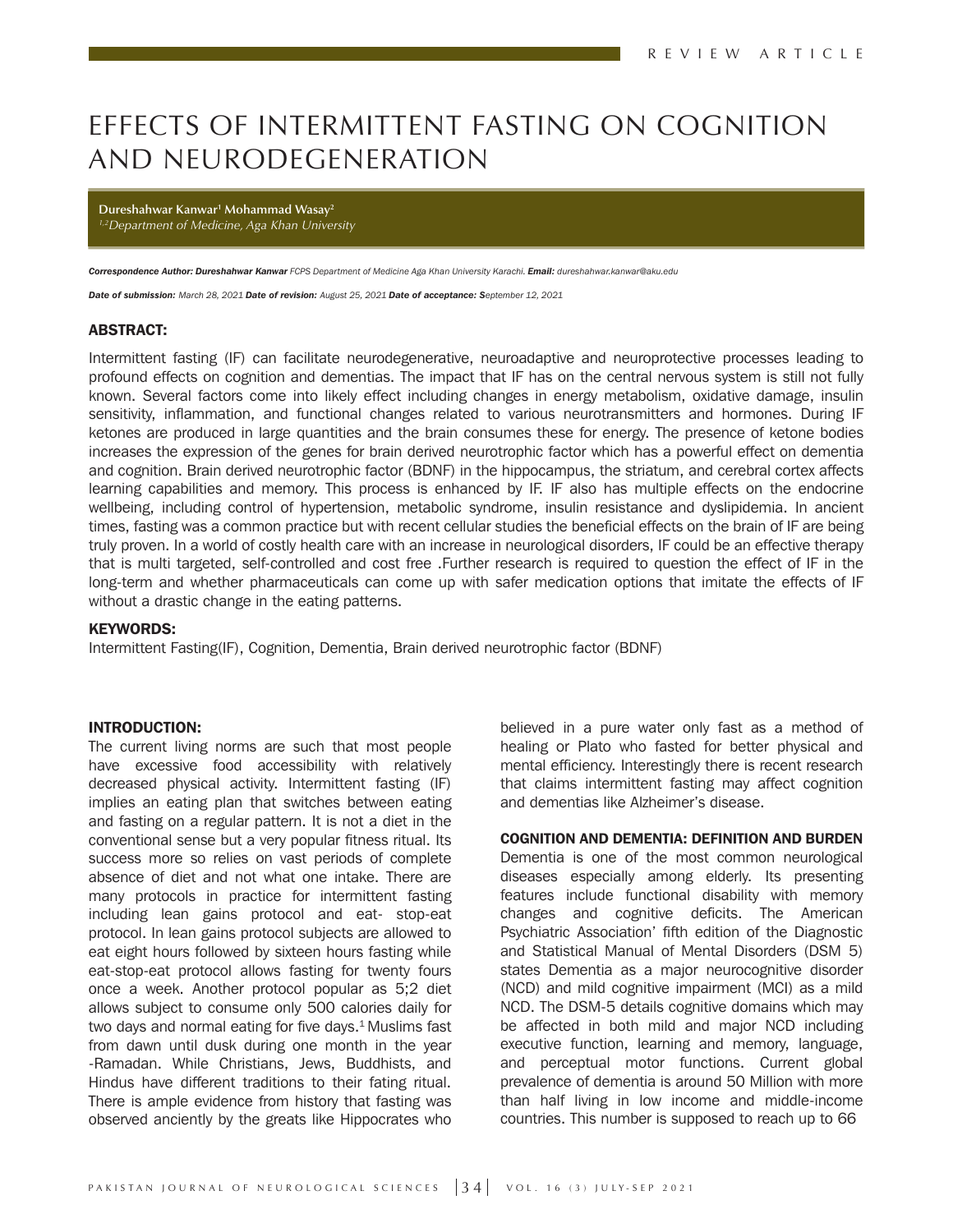REVIEW ARTICLE

# EFFECTS OF INTERMITTENT FASTING ON COGNITION AND NEURODEGENERATION

**Dureshahwar Kanwar[1] Mohammad Wasay[2]**
*[1,2]Department of Medicine, Aga Khan University*

***Correspondence Author: Dureshahwar Kanwar*** *FCPS Department of Medicine Aga Khan University Karachi.* ***Email:*** *dureshahwar.kanwar@aku.edu*

***Date of submission:*** *March 28, 2021* ***Date of revision:*** *August 25, 2021* ***Date of acceptance:*** *September 12, 2021*

## ABSTRACT:

Intermittent fasting (IF) can facilitate neurodegenerative, neuroadaptive and neuroprotective processes leading to profound effects on cognition and dementias. The impact that IF has on the central nervous system is still not fully known. Several factors come into likely effect including changes in energy metabolism, oxidative damage, insulin sensitivity, inflammation, and functional changes related to various neurotransmitters and hormones. During IF ketones are produced in large quantities and the brain consumes these for energy. The presence of ketone bodies increases the expression of the genes for brain derived neurotrophic factor which has a powerful effect on dementia and cognition. Brain derived neurotrophic factor (BDNF) in the hippocampus, the striatum, and cerebral cortex affects learning capabilities and memory. This process is enhanced by IF. IF also has multiple effects on the endocrine wellbeing, including control of hypertension, metabolic syndrome, insulin resistance and dyslipidemia. In ancient times, fasting was a common practice but with recent cellular studies the beneficial effects on the brain of IF are being truly proven. In a world of costly health care with an increase in neurological disorders, IF could be an effective therapy that is multi targeted, self-controlled and cost free .Further research is required to question the effect of IF in the long-term and whether pharmaceuticals can come up with safer medication options that imitate the effects of IF without a drastic change in the eating patterns.

## KEYWORDS:

Intermittent Fasting(IF), Cognition, Dementia, Brain derived neurotrophic factor (BDNF)

## INTRODUCTION:

The current living norms are such that most people have excessive food accessibility with relatively decreased physical activity. Intermittent fasting (IF) implies an eating plan that switches between eating and fasting on a regular pattern. It is not a diet in the conventional sense but a very popular fitness ritual. Its success more so relies on vast periods of complete absence of diet and not what one intake. There are many protocols in practice for intermittent fasting including lean gains protocol and eat- stop-eat protocol. In lean gains protocol subjects are allowed to eat eight hours followed by sixteen hours fasting while eat-stop-eat protocol allows fasting for twenty fours once a week. Another protocol popular as 5;2 diet allows subject to consume only 500 calories daily for two days and normal eating for five days.[1] Muslims fast from dawn until dusk during one month in the year -Ramadan. While Christians, Jews, Buddhists, and Hindus have different traditions to their fating ritual. There is ample evidence from history that fasting was observed anciently by the greats like Hippocrates who believed in a pure water only fast as a method of healing or Plato who fasted for better physical and mental efficiency. Interestingly there is recent research that claims intermittent fasting may affect cognition and dementias like Alzheimer's disease.

## COGNITION AND DEMENTIA: DEFINITION AND BURDEN

Dementia is one of the most common neurological diseases especially among elderly. Its presenting features include functional disability with memory changes and cognitive deficits. The American Psychiatric Association' fifth edition of the Diagnostic and Statistical Manual of Mental Disorders (DSM 5) states Dementia as a major neurocognitive disorder (NCD) and mild cognitive impairment (MCI) as a mild NCD. The DSM-5 details cognitive domains which may be affected in both mild and major NCD including executive function, learning and memory, language, and perceptual motor functions. Current global prevalence of dementia is around 50 Million with more than half living in low income and middle-income countries. This number is supposed to reach up to 66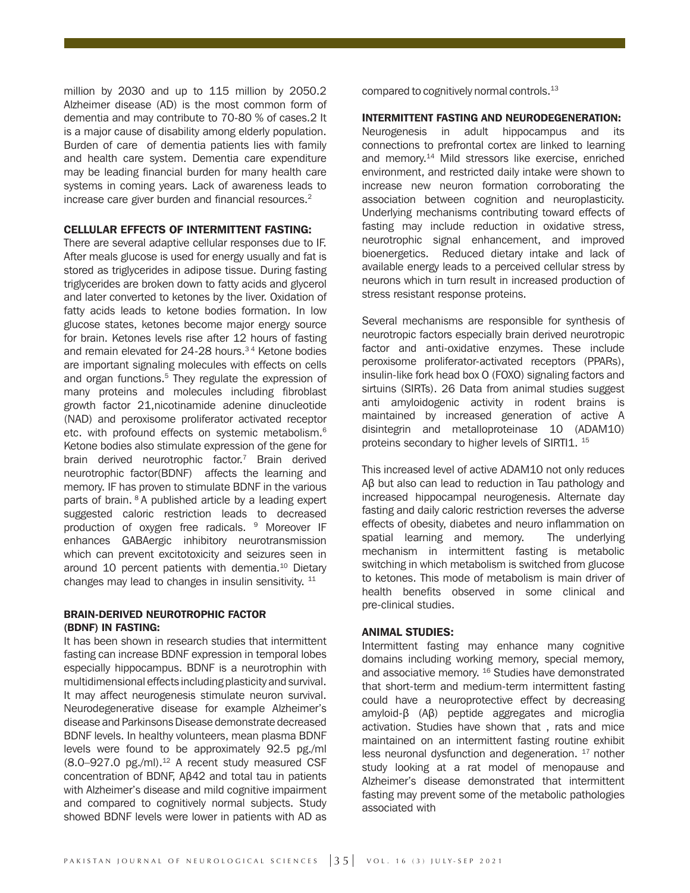million by 2030 and up to 115 million by 2050.2 Alzheimer disease (AD) is the most common form of dementia and may contribute to 70-80 % of cases.2 It is a major cause of disability among elderly population. Burden of care of dementia patients lies with family and health care system. Dementia care expenditure may be leading financial burden for many health care systems in coming years. Lack of awareness leads to increase care giver burden and financial resources.[2]

## CELLULAR EFFECTS OF INTERMITTENT FASTING:

There are several adaptive cellular responses due to IF. After meals glucose is used for energy usually and fat is stored as triglycerides in adipose tissue. During fasting triglycerides are broken down to fatty acids and glycerol and later converted to ketones by the liver. Oxidation of fatty acids leads to ketone bodies formation. In low glucose states, ketones become major energy source for brain. Ketones levels rise after 12 hours of fasting and remain elevated for 24-28 hours.[3 4] Ketone bodies are important signaling molecules with effects on cells and organ functions.[5] They regulate the expression of many proteins and molecules including fibroblast growth factor 21,nicotinamide adenine dinucleotide (NAD) and peroxisome proliferator activated receptor etc. with profound effects on systemic metabolism.[6] Ketone bodies also stimulate expression of the gene for brain derived neurotrophic factor.[7] Brain derived neurotrophic factor(BDNF) affects the learning and memory. IF has proven to stimulate BDNF in the various parts of brain. [8] A published article by a leading expert suggested caloric restriction leads to decreased production of oxygen free radicals. [9] Moreover IF enhances GABAergic inhibitory neurotransmission which can prevent excitotoxicity and seizures seen in around 10 percent patients with dementia.[10] Dietary changes may lead to changes in insulin sensitivity. [11]

## BRAIN-DERIVED NEUROTROPHIC FACTOR (BDNF) IN FASTING:

It has been shown in research studies that intermittent fasting can increase BDNF expression in temporal lobes especially hippocampus. BDNF is a neurotrophin with multidimensional effects including plasticity and survival. It may affect neurogenesis stimulate neuron survival. Neurodegenerative disease for example Alzheimer's disease and Parkinsons Disease demonstrate decreased BDNF levels. In healthy volunteers, mean plasma BDNF levels were found to be approximately 92.5 pg./ml (8.0–927.0 pg./ml).[12] A recent study measured CSF concentration of BDNF, Aβ42 and total tau in patients with Alzheimer's disease and mild cognitive impairment and compared to cognitively normal subjects. Study showed BDNF levels were lower in patients with AD as compared to cognitively normal controls.[13]

## INTERMITTENT FASTING AND NEURODEGENERATION:

Neurogenesis in adult hippocampus and its connections to prefrontal cortex are linked to learning and memory.[14] Mild stressors like exercise, enriched environment, and restricted daily intake were shown to increase new neuron formation corroborating the association between cognition and neuroplasticity. Underlying mechanisms contributing toward effects of fasting may include reduction in oxidative stress, neurotrophic signal enhancement, and improved bioenergetics. Reduced dietary intake and lack of available energy leads to a perceived cellular stress by neurons which in turn result in increased production of stress resistant response proteins.

Several mechanisms are responsible for synthesis of neurotropic factors especially brain derived neurotropic factor and anti-oxidative enzymes. These include peroxisome proliferator-activated receptors (PPARs), insulin-like fork head box O (FOXO) signaling factors and sirtuins (SIRTs). 26 Data from animal studies suggest anti amyloidogenic activity in rodent brains is maintained by increased generation of active A disintegrin and metalloproteinase 10 (ADAM10) proteins secondary to higher levels of SIRTI1. [15]

This increased level of active ADAM10 not only reduces Aβ but also can lead to reduction in Tau pathology and increased hippocampal neurogenesis. Alternate day fasting and daily caloric restriction reverses the adverse effects of obesity, diabetes and neuro inflammation on spatial learning and memory. The underlying mechanism in intermittent fasting is metabolic switching in which metabolism is switched from glucose to ketones. This mode of metabolism is main driver of health benefits observed in some clinical and pre-clinical studies.

## ANIMAL STUDIES:

Intermittent fasting may enhance many cognitive domains including working memory, special memory, and associative memory. [16] Studies have demonstrated that short-term and medium-term intermittent fasting could have a neuroprotective effect by decreasing amyloid-β (Aβ) peptide aggregates and microglia activation. Studies have shown that , rats and mice maintained on an intermittent fasting routine exhibit less neuronal dysfunction and degeneration. [17] nother study looking at a rat model of menopause and Alzheimer's disease demonstrated that intermittent fasting may prevent some of the metabolic pathologies associated with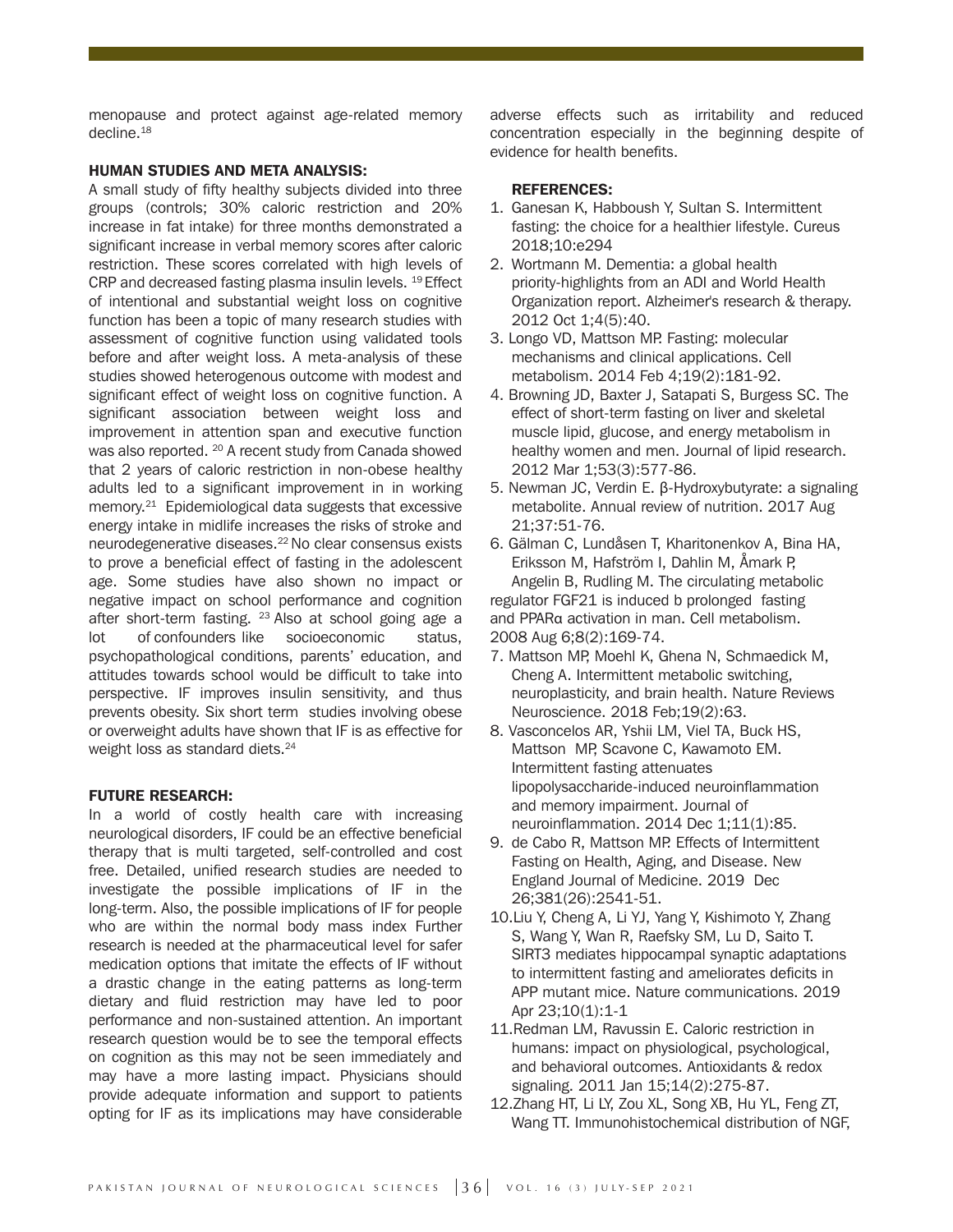menopause and protect against age-related memory decline.[18]

### HUMAN STUDIES AND META ANALYSIS:

A small study of fifty healthy subjects divided into three groups (controls; 30% caloric restriction and 20% increase in fat intake) for three months demonstrated a significant increase in verbal memory scores after caloric restriction. These scores correlated with high levels of CRP and decreased fasting plasma insulin levels. [19] Effect of intentional and substantial weight loss on cognitive function has been a topic of many research studies with assessment of cognitive function using validated tools before and after weight loss. A meta-analysis of these studies showed heterogenous outcome with modest and significant effect of weight loss on cognitive function. A significant association between weight loss and improvement in attention span and executive function was also reported. [20] A recent study from Canada showed that 2 years of caloric restriction in non-obese healthy adults led to a significant improvement in in working memory.[21] Epidemiological data suggests that excessive energy intake in midlife increases the risks of stroke and neurodegenerative diseases.[22] No clear consensus exists to prove a beneficial effect of fasting in the adolescent age. Some studies have also shown no impact or negative impact on school performance and cognition after short-term fasting. [23] Also at school going age a lot of confounders like socioeconomic status, psychopathological conditions, parents' education, and attitudes towards school would be difficult to take into perspective. IF improves insulin sensitivity, and thus prevents obesity. Six short term studies involving obese or overweight adults have shown that IF is as effective for weight loss as standard diets.[24]

### FUTURE RESEARCH:

In a world of costly health care with increasing neurological disorders, IF could be an effective beneficial therapy that is multi targeted, self-controlled and cost free. Detailed, unified research studies are needed to investigate the possible implications of IF in the long-term. Also, the possible implications of IF for people who are within the normal body mass index Further research is needed at the pharmaceutical level for safer medication options that imitate the effects of IF without a drastic change in the eating patterns as long-term dietary and fluid restriction may have led to poor performance and non-sustained attention. An important research question would be to see the temporal effects on cognition as this may not be seen immediately and may have a more lasting impact. Physicians should provide adequate information and support to patients opting for IF as its implications may have considerable adverse effects such as irritability and reduced concentration especially in the beginning despite of evidence for health benefits.

### REFERENCES:

1. Ganesan K, Habboush Y, Sultan S. Intermittent fasting: the choice for a healthier lifestyle. Cureus 2018;10:e294
2. Wortmann M. Dementia: a global health priority-highlights from an ADI and World Health Organization report. Alzheimer's research & therapy. 2012 Oct 1;4(5):40.
3. Longo VD, Mattson MP. Fasting: molecular mechanisms and clinical applications. Cell metabolism. 2014 Feb 4;19(2):181-92.
4. Browning JD, Baxter J, Satapati S, Burgess SC. The effect of short-term fasting on liver and skeletal muscle lipid, glucose, and energy metabolism in healthy women and men. Journal of lipid research. 2012 Mar 1;53(3):577-86.
5. Newman JC, Verdin E. β-Hydroxybutyrate: a signaling metabolite. Annual review of nutrition. 2017 Aug 21;37:51-76.
6. Gälman C, Lundåsen T, Kharitonenkov A, Bina HA, Eriksson M, Hafström I, Dahlin M, Åmark P, Angelin B, Rudling M. The circulating metabolic regulator FGF21 is induced b prolonged fasting and PPARα activation in man. Cell metabolism. 2008 Aug 6;8(2):169-74.
7. Mattson MP, Moehl K, Ghena N, Schmaedick M, Cheng A. Intermittent metabolic switching, neuroplasticity, and brain health. Nature Reviews Neuroscience. 2018 Feb;19(2):63.
8. Vasconcelos AR, Yshii LM, Viel TA, Buck HS, Mattson MP, Scavone C, Kawamoto EM. Intermittent fasting attenuates lipopolysaccharide-induced neuroinflammation and memory impairment. Journal of neuroinflammation. 2014 Dec 1;11(1):85.
9. de Cabo R, Mattson MP. Effects of Intermittent Fasting on Health, Aging, and Disease. New England Journal of Medicine. 2019 Dec 26;381(26):2541-51.
10. Liu Y, Cheng A, Li YJ, Yang Y, Kishimoto Y, Zhang S, Wang Y, Wan R, Raefsky SM, Lu D, Saito T. SIRT3 mediates hippocampal synaptic adaptations to intermittent fasting and ameliorates deficits in APP mutant mice. Nature communications. 2019 Apr 23;10(1):1-1
11. Redman LM, Ravussin E. Caloric restriction in humans: impact on physiological, psychological, and behavioral outcomes. Antioxidants & redox signaling. 2011 Jan 15;14(2):275-87.
12. Zhang HT, Li LY, Zou XL, Song XB, Hu YL, Feng ZT, Wang TT. Immunohistochemical distribution of NGF,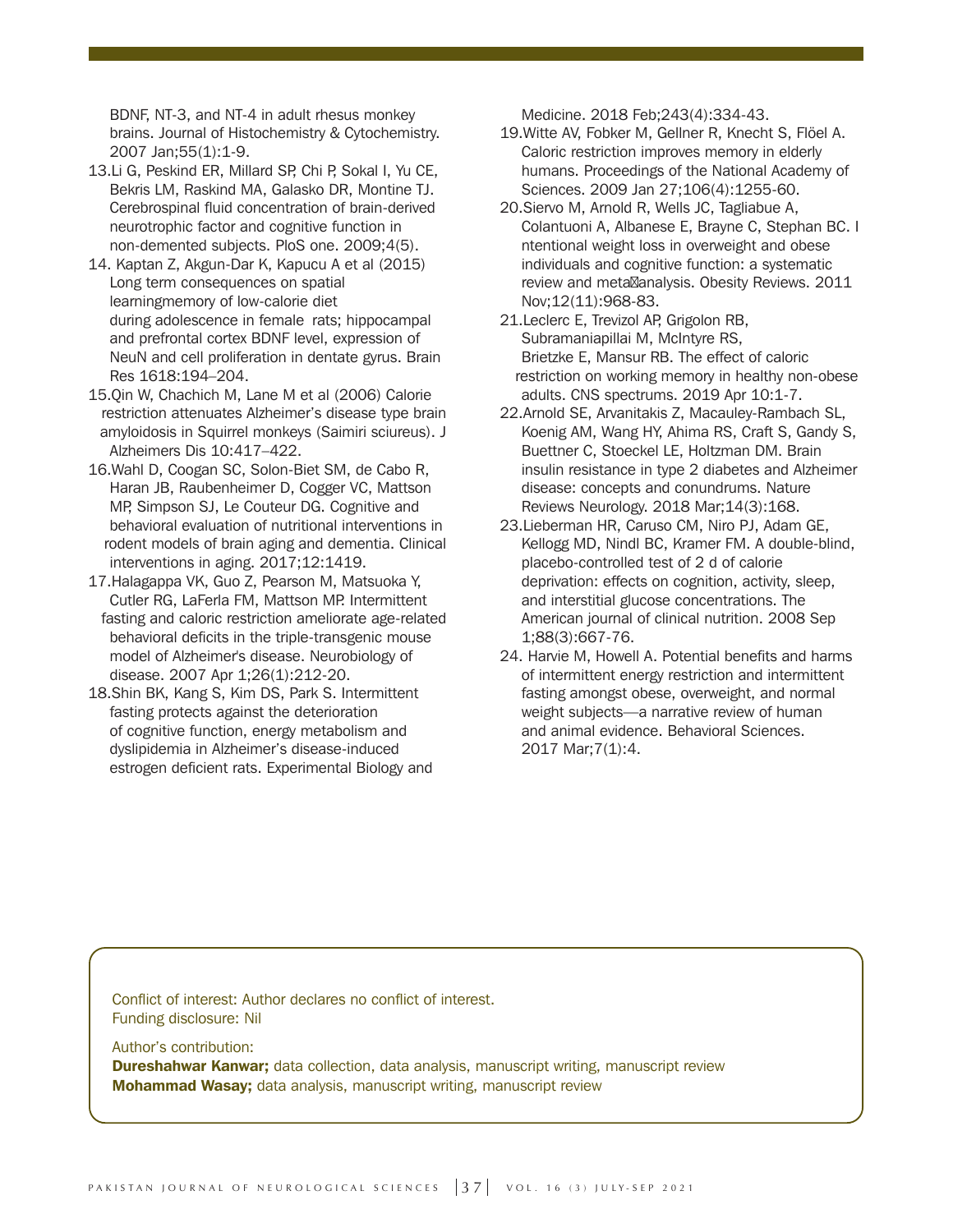BDNF, NT-3, and NT-4 in adult rhesus monkey brains. Journal of Histochemistry & Cytochemistry. 2007 Jan;55(1):1-9.

13. Li G, Peskind ER, Millard SP, Chi P, Sokal I, Yu CE, Bekris LM, Raskind MA, Galasko DR, Montine TJ. Cerebrospinal fluid concentration of brain-derived neurotrophic factor and cognitive function in non-demented subjects. PloS one. 2009;4(5).
14. Kaptan Z, Akgun-Dar K, Kapucu A et al (2015) Long term consequences on spatial learningmemory of low-calorie diet during adolescence in female rats; hippocampal and prefrontal cortex BDNF level, expression of NeuN and cell proliferation in dentate gyrus. Brain Res 1618:194–204.
15. Qin W, Chachich M, Lane M et al (2006) Calorie restriction attenuates Alzheimer's disease type brain amyloidosis in Squirrel monkeys (Saimiri sciureus). J Alzheimers Dis 10:417–422.
16. Wahl D, Coogan SC, Solon-Biet SM, de Cabo R, Haran JB, Raubenheimer D, Cogger VC, Mattson MP, Simpson SJ, Le Couteur DG. Cognitive and behavioral evaluation of nutritional interventions in rodent models of brain aging and dementia. Clinical interventions in aging. 2017;12:1419.
17. Halagappa VK, Guo Z, Pearson M, Matsuoka Y, Cutler RG, LaFerla FM, Mattson MP. Intermittent fasting and caloric restriction ameliorate age-related behavioral deficits in the triple-transgenic mouse model of Alzheimer's disease. Neurobiology of disease. 2007 Apr 1;26(1):212-20.
18. Shin BK, Kang S, Kim DS, Park S. Intermittent fasting protects against the deterioration of cognitive function, energy metabolism and dyslipidemia in Alzheimer's disease-induced estrogen deficient rats. Experimental Biology and Medicine. 2018 Feb;243(4):334-43.
19. Witte AV, Fobker M, Gellner R, Knecht S, Flöel A. Caloric restriction improves memory in elderly humans. Proceedings of the National Academy of Sciences. 2009 Jan 27;106(4):1255-60.
20. Siervo M, Arnold R, Wells JC, Tagliabue A, Colantuoni A, Albanese E, Brayne C, Stephan BC. Intentional weight loss in overweight and obese individuals and cognitive function: a systematic review and meta‐analysis. Obesity Reviews. 2011 Nov;12(11):968-83.
21. Leclerc E, Trevizol AP, Grigolon RB, Subramaniapillai M, McIntyre RS, Brietzke E, Mansur RB. The effect of caloric restriction on working memory in healthy non-obese adults. CNS spectrums. 2019 Apr 10:1-7.
22. Arnold SE, Arvanitakis Z, Macauley-Rambach SL, Koenig AM, Wang HY, Ahima RS, Craft S, Gandy S, Buettner C, Stoeckel LE, Holtzman DM. Brain insulin resistance in type 2 diabetes and Alzheimer disease: concepts and conundrums. Nature Reviews Neurology. 2018 Mar;14(3):168.
23. Lieberman HR, Caruso CM, Niro PJ, Adam GE, Kellogg MD, Nindl BC, Kramer FM. A double-blind, placebo-controlled test of 2 d of calorie deprivation: effects on cognition, activity, sleep, and interstitial glucose concentrations. The American journal of clinical nutrition. 2008 Sep 1;88(3):667-76.
24. Harvie M, Howell A. Potential benefits and harms of intermittent energy restriction and intermittent fasting amongst obese, overweight, and normal weight subjects—a narrative review of human and animal evidence. Behavioral Sciences. 2017 Mar;7(1):4.

Conflict of interest: Author declares no conflict of interest.
Funding disclosure: Nil

Author's contribution:
**Dureshahwar Kanwar;** data collection, data analysis, manuscript writing, manuscript review
**Mohammad Wasay;** data analysis, manuscript writing, manuscript review